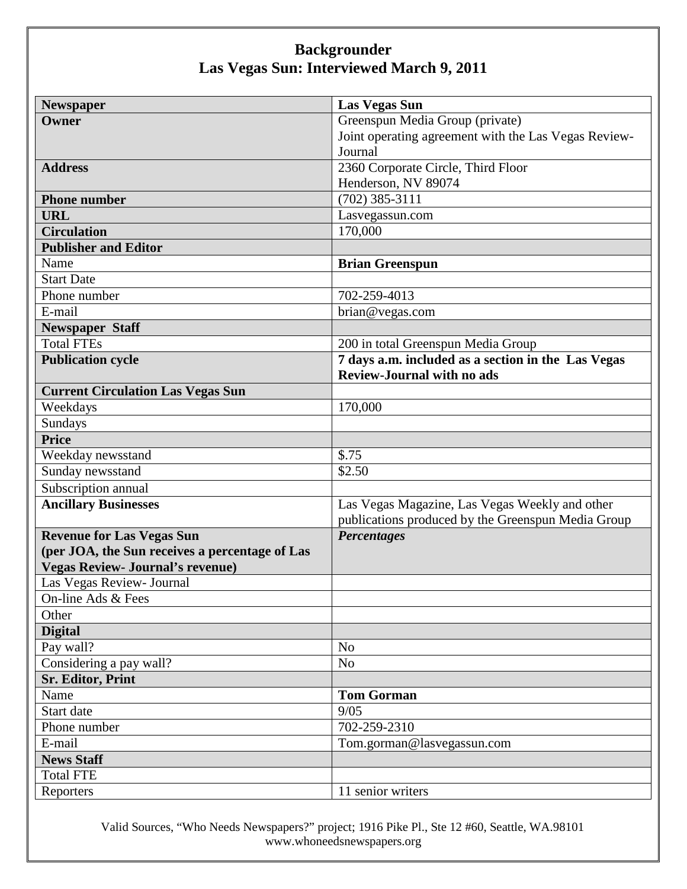# Backgrounder
## Las Vegas Sun: Interviewed March 9, 2011

| **Newspaper** | **Las Vegas Sun** |
|---|---|
| **Owner** | Greenspun Media Group (private)<br>Joint operating agreement with the Las Vegas Review-Journal |
| **Address** | 2360 Corporate Circle, Third Floor<br>Henderson, NV 89074 |
| **Phone number** | (702) 385-3111 |
| **URL** | Lasvegassun.com |
| **Circulation** | 170,000 |
| **Publisher and Editor** | |
| Name | **Brian Greenspun** |
| Start Date | |
| Phone number | 702-259-4013 |
| E-mail | brian@vegas.com |
| **Newspaper Staff** | |
| Total FTEs | 200 in total Greenspun Media Group |
| **Publication cycle** | **7 days a.m. included as a section in the Las Vegas Review-Journal with no ads** |
| **Current Circulation Las Vegas Sun** | |
| Weekdays | 170,000 |
| Sundays | |
| **Price** | |
| Weekday newsstand | $.75 |
| Sunday newsstand | $2.50 |
| Subscription annual | |
| **Ancillary Businesses** | Las Vegas Magazine, Las Vegas Weekly and other publications produced by the Greenspun Media Group |
| **Revenue for Las Vegas Sun (per JOA, the Sun receives a percentage of Las Vegas Review- Journal's revenue)** | ***Percentages*** |
| Las Vegas Review- Journal | |
| On-line Ads & Fees | |
| Other | |
| **Digital** | |
| Pay wall? | No |
| Considering a pay wall? | No |
| **Sr. Editor, Print** | |
| Name | **Tom Gorman** |
| Start date | 9/05 |
| Phone number | 702-259-2310 |
| E-mail | Tom.gorman@lasvegassun.com |
| **News Staff** | |
| Total FTE | |
| Reporters | 11 senior writers |

Valid Sources, "Who Needs Newspapers?" project; 1916 Pike Pl., Ste 12 #60, Seattle, WA.98101
www.whoneedsnewspapers.org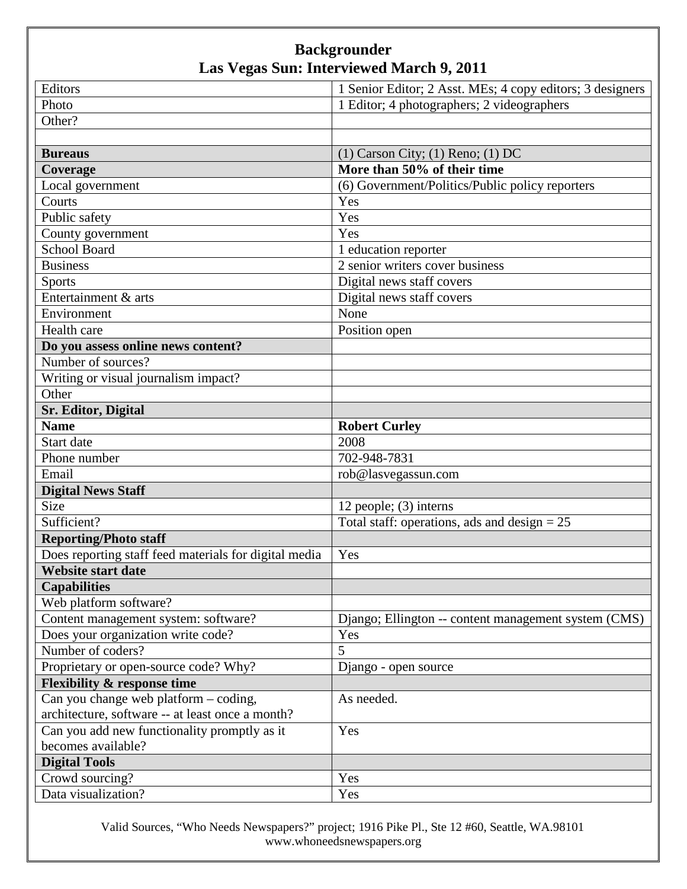# Backgrounder

## Las Vegas Sun: Interviewed March 9, 2011

| | |
|---|---|
| Editors | 1 Senior Editor; 2 Asst. MEs; 4 copy editors; 3 designers |
| Photo | 1 Editor; 4 photographers; 2 videographers |
| Other? | |
| | |
| **Bureaus** | (1) Carson City; (1) Reno; (1) DC |
| **Coverage** | **More than 50% of their time** |
| Local government | (6) Government/Politics/Public policy reporters |
| Courts | Yes |
| Public safety | Yes |
| County government | Yes |
| School Board | 1 education reporter |
| Business | 2 senior writers cover business |
| Sports | Digital news staff covers |
| Entertainment & arts | Digital news staff covers |
| Environment | None |
| Health care | Position open |
| **Do you assess online news content?** | |
| Number of sources? | |
| Writing or visual journalism impact? | |
| Other | |
| **Sr. Editor, Digital** | |
| **Name** | **Robert Curley** |
| Start date | 2008 |
| Phone number | 702-948-7831 |
| Email | rob@lasvegassun.com |
| **Digital News Staff** | |
| Size | 12 people; (3) interns |
| Sufficient? | Total staff: operations, ads and design = 25 |
| **Reporting/Photo staff** | |
| Does reporting staff feed materials for digital media | Yes |
| **Website start date** | |
| **Capabilities** | |
| Web platform software? | |
| Content management system: software? | Django; Ellington -- content management system (CMS) |
| Does your organization write code? | Yes |
| Number of coders? | 5 |
| Proprietary or open-source code? Why? | Django - open source |
| **Flexibility & response time** | |
| Can you change web platform – coding, architecture, software -- at least once a month? | As needed. |
| Can you add new functionality promptly as it becomes available? | Yes |
| **Digital Tools** | |
| Crowd sourcing? | Yes |
| Data visualization? | Yes |

Valid Sources, "Who Needs Newspapers?" project; 1916 Pike Pl., Ste 12 #60, Seattle, WA.98101
www.whoneedsnewspapers.org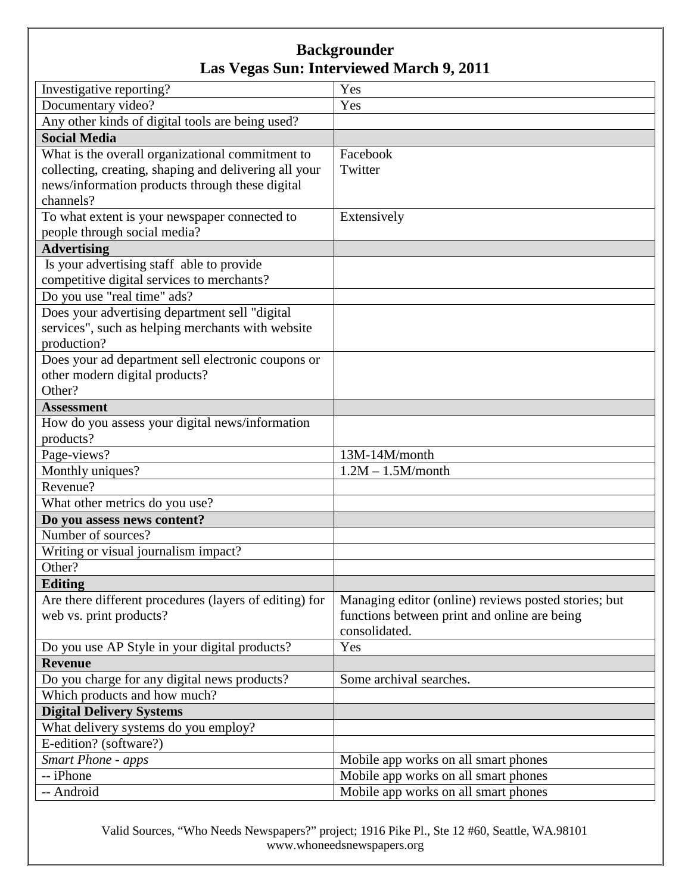# Backgrounder
## Las Vegas Sun: Interviewed March 9, 2011

| | |
|---|---|
| Investigative reporting? | Yes |
| Documentary video? | Yes |
| Any other kinds of digital tools are being used? | |
| **Social Media** | |
| What is the overall organizational commitment to collecting, creating, shaping and delivering all your news/information products through these digital channels? | Facebook<br>Twitter |
| To what extent is your newspaper connected to people through social media? | Extensively |
| **Advertising** | |
| Is your advertising staff able to provide competitive digital services to merchants? | |
| Do you use "real time" ads? | |
| Does your advertising department sell "digital services", such as helping merchants with website production? | |
| Does your ad department sell electronic coupons or other modern digital products?<br>Other? | |
| **Assessment** | |
| How do you assess your digital news/information products? | |
| Page-views? | 13M-14M/month |
| Monthly uniques? | 1.2M – 1.5M/month |
| Revenue? | |
| What other metrics do you use? | |
| **Do you assess news content?** | |
| Number of sources? | |
| Writing or visual journalism impact? | |
| Other? | |
| **Editing** | |
| Are there different procedures (layers of editing) for web vs. print products? | Managing editor (online) reviews posted stories; but functions between print and online are being consolidated. |
| Do you use AP Style in your digital products? | Yes |
| **Revenue** | |
| Do you charge for any digital news products? | Some archival searches. |
| Which products and how much? | |
| **Digital Delivery Systems** | |
| What delivery systems do you employ? | |
| E-edition? (software?) | |
| *Smart Phone - apps* | Mobile app works on all smart phones |
| -- iPhone | Mobile app works on all smart phones |
| -- Android | Mobile app works on all smart phones |

Valid Sources, "Who Needs Newspapers?" project; 1916 Pike Pl., Ste 12 #60, Seattle, WA.98101
www.whoneedsnewspapers.org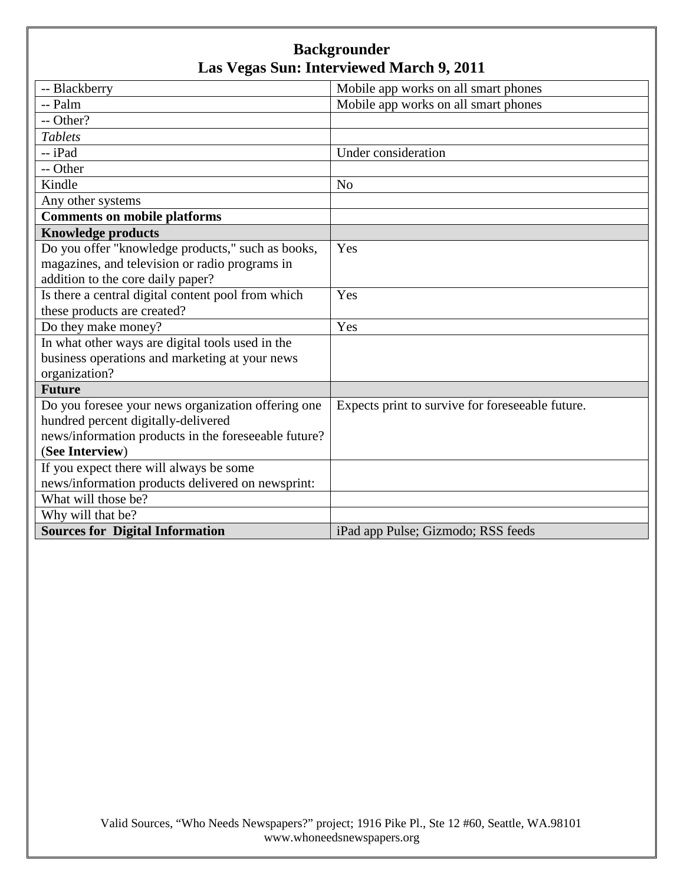## Backgrounder
## Las Vegas Sun: Interviewed March 9, 2011

| | |
|---|---|
| -- Blackberry | Mobile app works on all smart phones |
| -- Palm | Mobile app works on all smart phones |
| -- Other? | |
| *Tablets* | |
| -- iPad | Under consideration |
| -- Other | |
| Kindle | No |
| Any other systems | |
| **Comments on mobile platforms** | |
| **Knowledge products** | |
| Do you offer "knowledge products," such as books, magazines, and television or radio programs in addition to the core daily paper? | Yes |
| Is there a central digital content pool from which these products are created? | Yes |
| Do they make money? | Yes |
| In what other ways are digital tools used in the business operations and marketing at your news organization? | |
| **Future** | |
| Do you foresee your news organization offering one hundred percent digitally-delivered news/information products in the foreseeable future? (**See Interview**) | Expects print to survive for foreseeable future. |
| If you expect there will always be some news/information products delivered on newsprint: | |
| What will those be? | |
| Why will that be? | |
| **Sources for Digital Information** | iPad app Pulse; Gizmodo; RSS feeds |

Valid Sources, "Who Needs Newspapers?" project; 1916 Pike Pl., Ste 12 #60, Seattle, WA.98101
www.whoneedsnewspapers.org